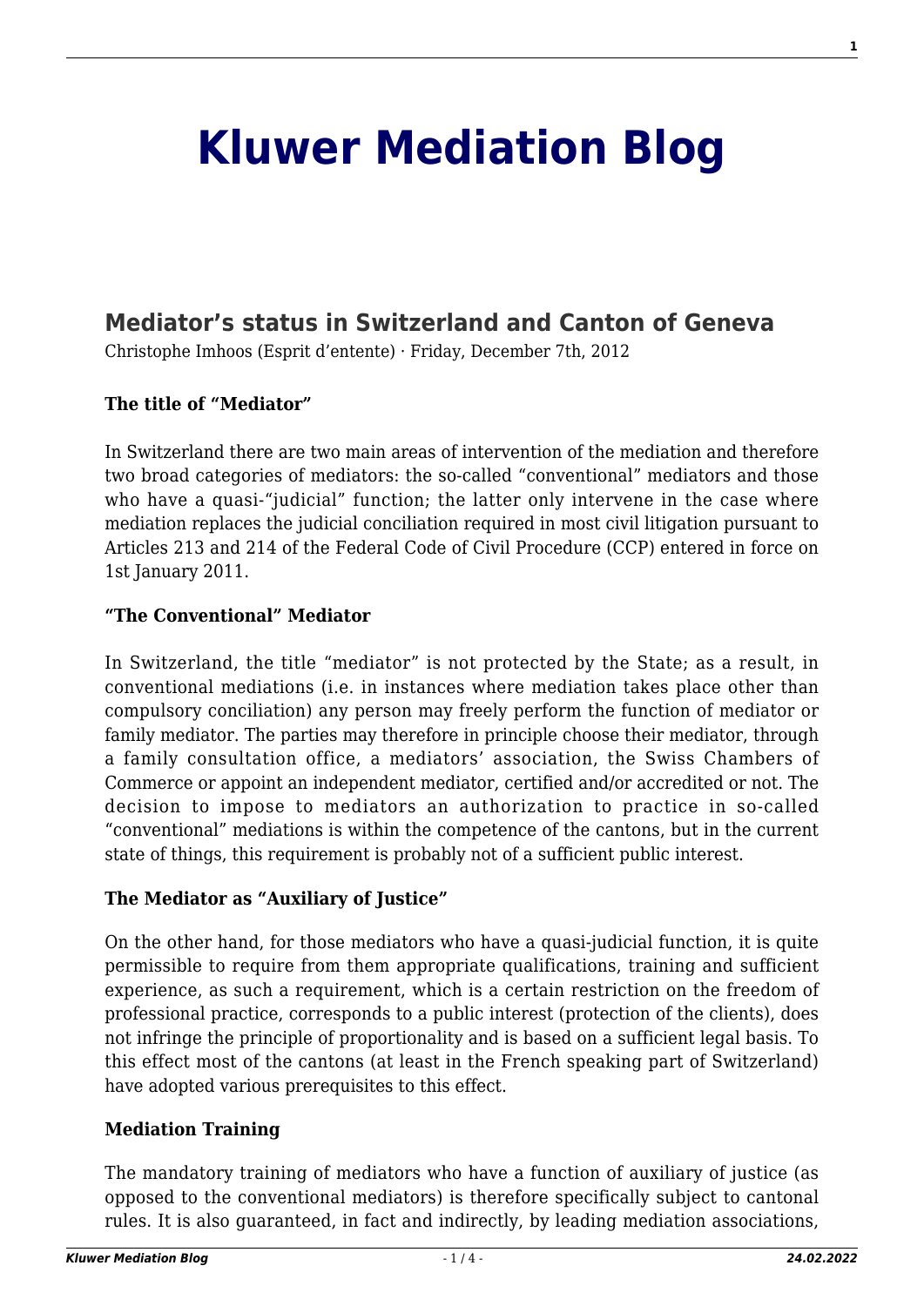# Kluwer Mediation Blog

## Mediator's status in Switzerland and Canton of Geneva

Christophe Imhoos (Esprit d'entente) · Friday, December 7th, 2012

**The title of "Mediator"**

In Switzerland there are two main areas of intervention of the mediation and therefore two broad categories of mediators: the so-called "conventional" mediators and those who have a quasi-"judicial" function; the latter only intervene in the case where mediation replaces the judicial conciliation required in most civil litigation pursuant to Articles 213 and 214 of the Federal Code of Civil Procedure (CCP) entered in force on 1st January 2011.

**"The Conventional" Mediator**

In Switzerland, the title "mediator" is not protected by the State; as a result, in conventional mediations (i.e. in instances where mediation takes place other than compulsory conciliation) any person may freely perform the function of mediator or family mediator. The parties may therefore in principle choose their mediator, through a family consultation office, a mediators' association, the Swiss Chambers of Commerce or appoint an independent mediator, certified and/or accredited or not. The decision to impose to mediators an authorization to practice in so-called "conventional" mediations is within the competence of the cantons, but in the current state of things, this requirement is probably not of a sufficient public interest.

**The Mediator as "Auxiliary of Justice"**

On the other hand, for those mediators who have a quasi-judicial function, it is quite permissible to require from them appropriate qualifications, training and sufficient experience, as such a requirement, which is a certain restriction on the freedom of professional practice, corresponds to a public interest (protection of the clients), does not infringe the principle of proportionality and is based on a sufficient legal basis. To this effect most of the cantons (at least in the French speaking part of Switzerland) have adopted various prerequisites to this effect.

**Mediation Training**

The mandatory training of mediators who have a function of auxiliary of justice (as opposed to the conventional mediators) is therefore specifically subject to cantonal rules. It is also guaranteed, in fact and indirectly, by leading mediation associations,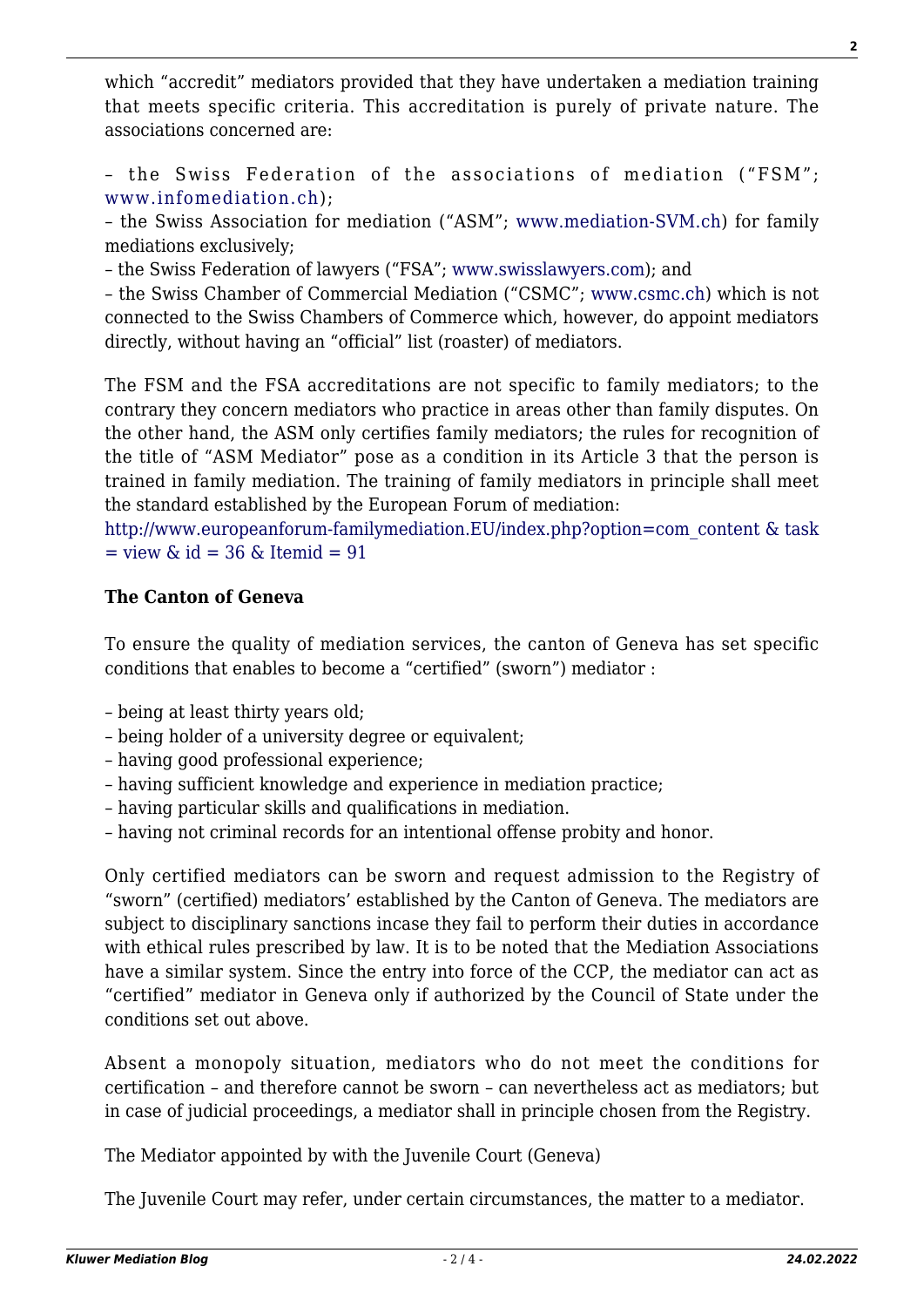which "accredit" mediators provided that they have undertaken a mediation training that meets specific criteria. This accreditation is purely of private nature. The associations concerned are:

– the Swiss Federation of the associations of mediation ("FSM"; www.infomediation.ch);
– the Swiss Association for mediation ("ASM"; www.mediation-SVM.ch) for family mediations exclusively;
– the Swiss Federation of lawyers ("FSA"; www.swisslawyers.com); and
– the Swiss Chamber of Commercial Mediation ("CSMC"; www.csmc.ch) which is not connected to the Swiss Chambers of Commerce which, however, do appoint mediators directly, without having an "official" list (roaster) of mediators.

The FSM and the FSA accreditations are not specific to family mediators; to the contrary they concern mediators who practice in areas other than family disputes. On the other hand, the ASM only certifies family mediators; the rules for recognition of the title of "ASM Mediator" pose as a condition in its Article 3 that the person is trained in family mediation. The training of family mediators in principle shall meet the standard established by the European Forum of mediation:
http://www.europeanforum-familymediation.EU/index.php?option=com_content & task = view & id = 36 & Itemid = 91

**The Canton of Geneva**

To ensure the quality of mediation services, the canton of Geneva has set specific conditions that enables to become a "certified" (sworn") mediator :

– being at least thirty years old;
– being holder of a university degree or equivalent;
– having good professional experience;
– having sufficient knowledge and experience in mediation practice;
– having particular skills and qualifications in mediation.
– having not criminal records for an intentional offense probity and honor.

Only certified mediators can be sworn and request admission to the Registry of "sworn" (certified) mediators' established by the Canton of Geneva. The mediators are subject to disciplinary sanctions incase they fail to perform their duties in accordance with ethical rules prescribed by law. It is to be noted that the Mediation Associations have a similar system. Since the entry into force of the CCP, the mediator can act as "certified" mediator in Geneva only if authorized by the Council of State under the conditions set out above.

Absent a monopoly situation, mediators who do not meet the conditions for certification – and therefore cannot be sworn – can nevertheless act as mediators; but in case of judicial proceedings, a mediator shall in principle chosen from the Registry.

The Mediator appointed by with the Juvenile Court (Geneva)

The Juvenile Court may refer, under certain circumstances, the matter to a mediator.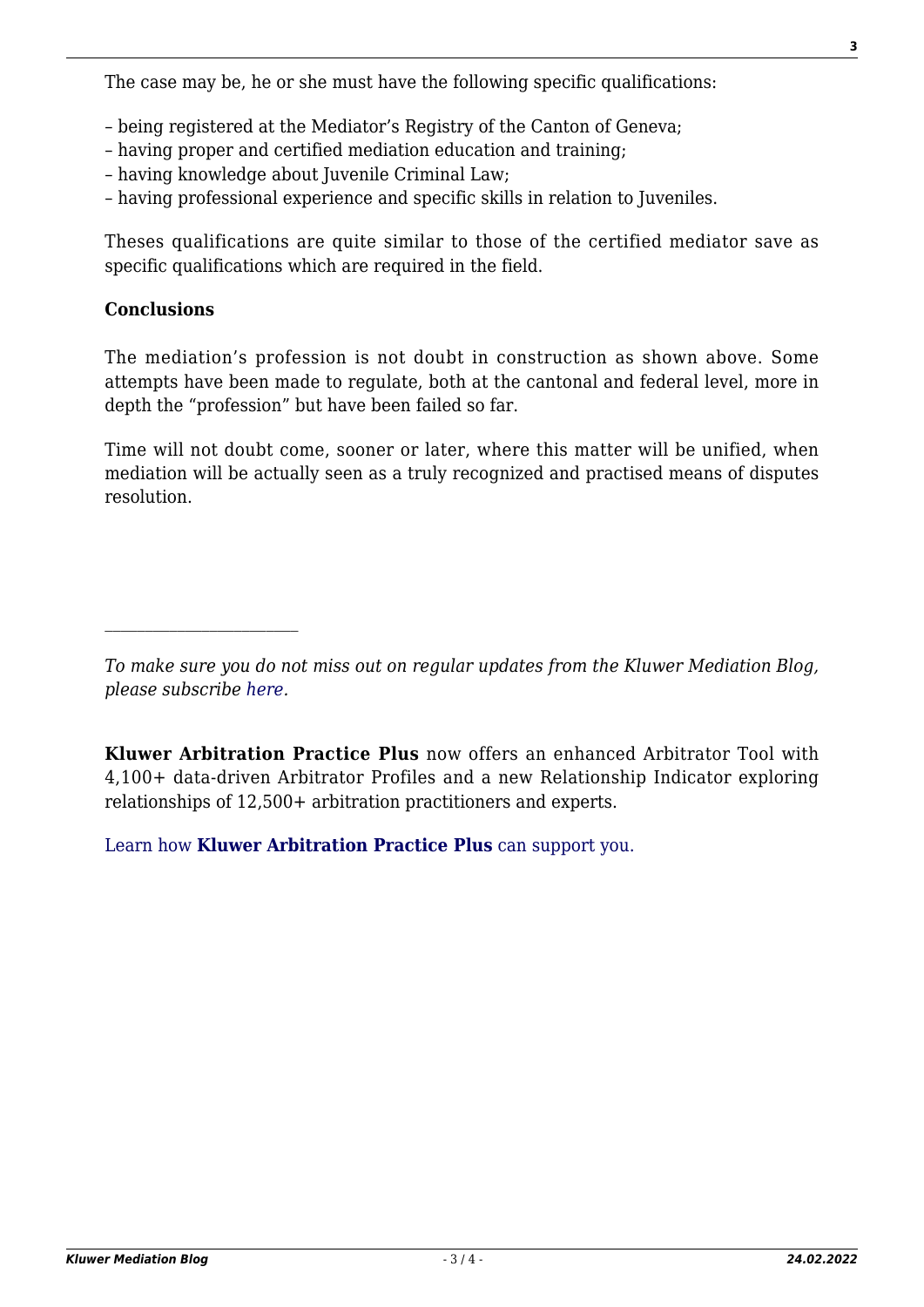The case may be, he or she must have the following specific qualifications:

– being registered at the Mediator's Registry of the Canton of Geneva;
– having proper and certified mediation education and training;
– having knowledge about Juvenile Criminal Law;
– having professional experience and specific skills in relation to Juveniles.

Theses qualifications are quite similar to those of the certified mediator save as specific qualifications which are required in the field.

**Conclusions**

The mediation's profession is not doubt in construction as shown above. Some attempts have been made to regulate, both at the cantonal and federal level, more in depth the "profession" but have been failed so far.

Time will not doubt come, sooner or later, where this matter will be unified, when mediation will be actually seen as a truly recognized and practised means of disputes resolution.

---

*To make sure you do not miss out on regular updates from the Kluwer Mediation Blog, please subscribe here.*

**Kluwer Arbitration Practice Plus** now offers an enhanced Arbitrator Tool with 4,100+ data-driven Arbitrator Profiles and a new Relationship Indicator exploring relationships of 12,500+ arbitration practitioners and experts.

Learn how **Kluwer Arbitration Practice Plus** can support you.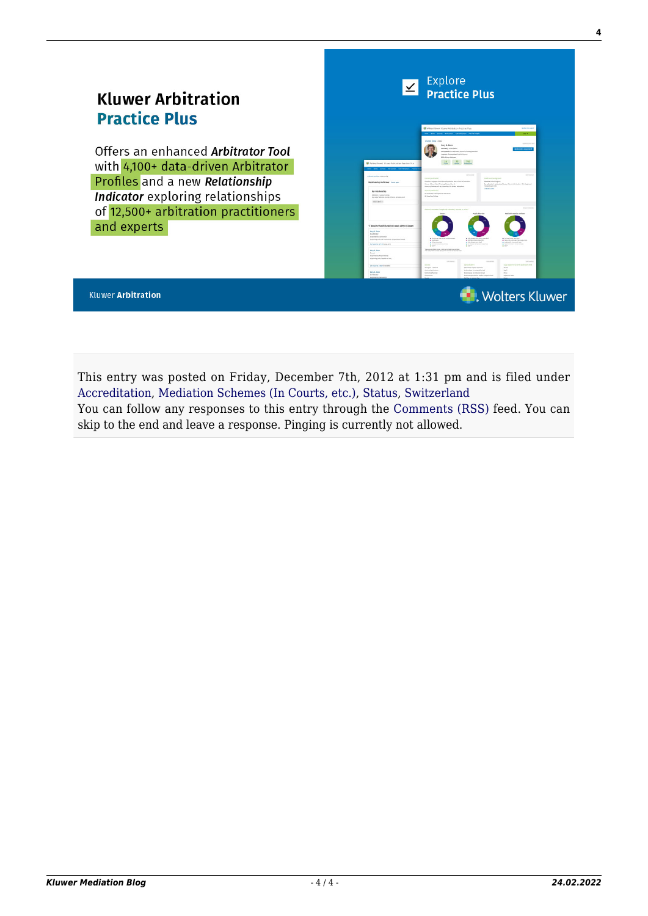**Kluwer Arbitration**
**Practice Plus**

Offers an enhanced ***Arbitrator Tool*** with 4,100+ data-driven Arbitrator Profiles and a new ***Relationship Indicator*** exploring relationships of 12,500+ arbitration practitioners and experts

Explore
**Practice Plus**

Kluwer **Arbitration**

Wolters Kluwer

This entry was posted on Friday, December 7th, 2012 at 1:31 pm and is filed under Accreditation, Mediation Schemes (In Courts, etc.), Status, Switzerland
You can follow any responses to this entry through the Comments (RSS) feed. You can skip to the end and leave a response. Pinging is currently not allowed.